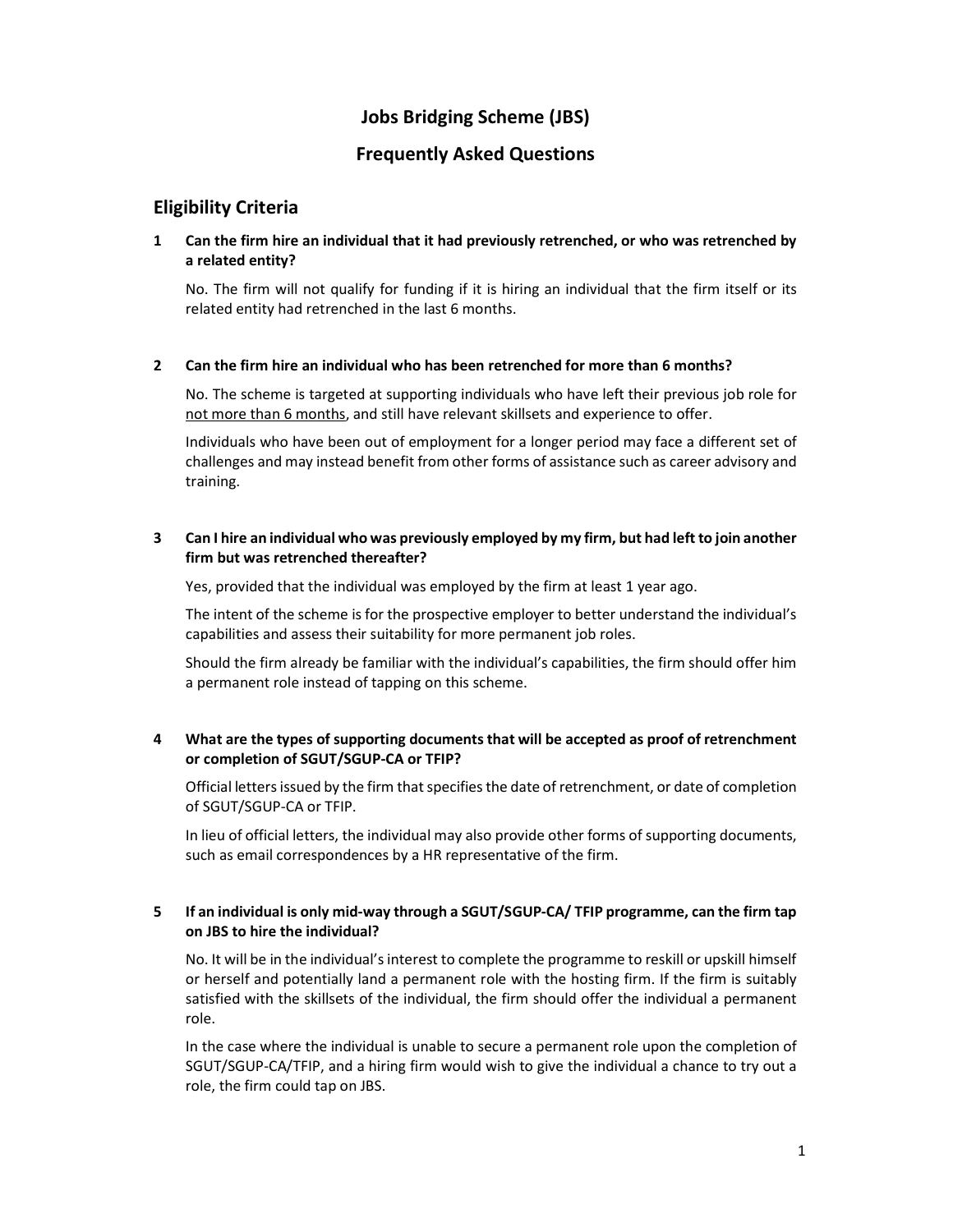# Jobs Bridging Scheme (JBS)

# Frequently Asked Questions

## Eligibility Criteria

**1 Can the firm hire an individual that it had previously retrenched, or who was retrenched by a related entity?**

No. The firm will not qualify for funding if it is hiring an individual that the firm itself or its related entity had retrenched in the last 6 months.

**2 Can the firm hire an individual who has been retrenched for more than 6 months?**

No. The scheme is targeted at supporting individuals who have left their previous job role for <u>not more than 6 months</u>, and still have relevant skillsets and experience to offer.

Individuals who have been out of employment for a longer period may face a different set of challenges and may instead benefit from other forms of assistance such as career advisory and training.

**3 Can I hire an individual who was previously employed by my firm, but had left to join another firm but was retrenched thereafter?**

Yes, provided that the individual was employed by the firm at least 1 year ago.

The intent of the scheme is for the prospective employer to better understand the individual's capabilities and assess their suitability for more permanent job roles.

Should the firm already be familiar with the individual's capabilities, the firm should offer him a permanent role instead of tapping on this scheme.

**4 What are the types of supporting documents that will be accepted as proof of retrenchment or completion of SGUT/SGUP-CA or TFIP?**

Official letters issued by the firm that specifies the date of retrenchment, or date of completion of SGUT/SGUP-CA or TFIP.

In lieu of official letters, the individual may also provide other forms of supporting documents, such as email correspondences by a HR representative of the firm.

**5 If an individual is only mid-way through a SGUT/SGUP-CA/ TFIP programme, can the firm tap on JBS to hire the individual?**

No. It will be in the individual's interest to complete the programme to reskill or upskill himself or herself and potentially land a permanent role with the hosting firm. If the firm is suitably satisfied with the skillsets of the individual, the firm should offer the individual a permanent role.

In the case where the individual is unable to secure a permanent role upon the completion of SGUT/SGUP-CA/TFIP, and a hiring firm would wish to give the individual a chance to try out a role, the firm could tap on JBS.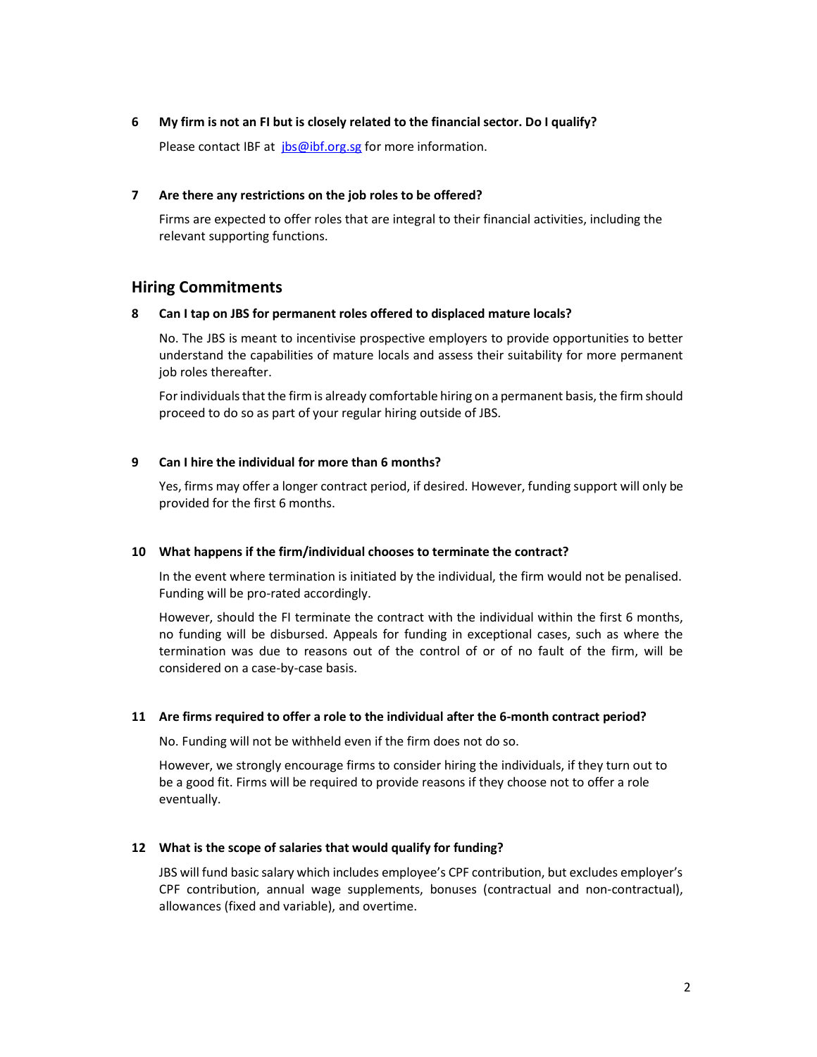**6 My firm is not an FI but is closely related to the financial sector. Do I qualify?**

Please contact IBF at jbs@ibf.org.sg for more information.

**7 Are there any restrictions on the job roles to be offered?**

Firms are expected to offer roles that are integral to their financial activities, including the relevant supporting functions.

## Hiring Commitments

**8 Can I tap on JBS for permanent roles offered to displaced mature locals?**

No. The JBS is meant to incentivise prospective employers to provide opportunities to better understand the capabilities of mature locals and assess their suitability for more permanent job roles thereafter.

For individuals that the firm is already comfortable hiring on a permanent basis, the firm should proceed to do so as part of your regular hiring outside of JBS.

**9 Can I hire the individual for more than 6 months?**

Yes, firms may offer a longer contract period, if desired. However, funding support will only be provided for the first 6 months.

**10 What happens if the firm/individual chooses to terminate the contract?**

In the event where termination is initiated by the individual, the firm would not be penalised. Funding will be pro-rated accordingly.

However, should the FI terminate the contract with the individual within the first 6 months, no funding will be disbursed. Appeals for funding in exceptional cases, such as where the termination was due to reasons out of the control of or of no fault of the firm, will be considered on a case-by-case basis.

**11 Are firms required to offer a role to the individual after the 6-month contract period?**

No. Funding will not be withheld even if the firm does not do so.

However, we strongly encourage firms to consider hiring the individuals, if they turn out to be a good fit. Firms will be required to provide reasons if they choose not to offer a role eventually.

**12 What is the scope of salaries that would qualify for funding?**

JBS will fund basic salary which includes employee's CPF contribution, but excludes employer's CPF contribution, annual wage supplements, bonuses (contractual and non-contractual), allowances (fixed and variable), and overtime.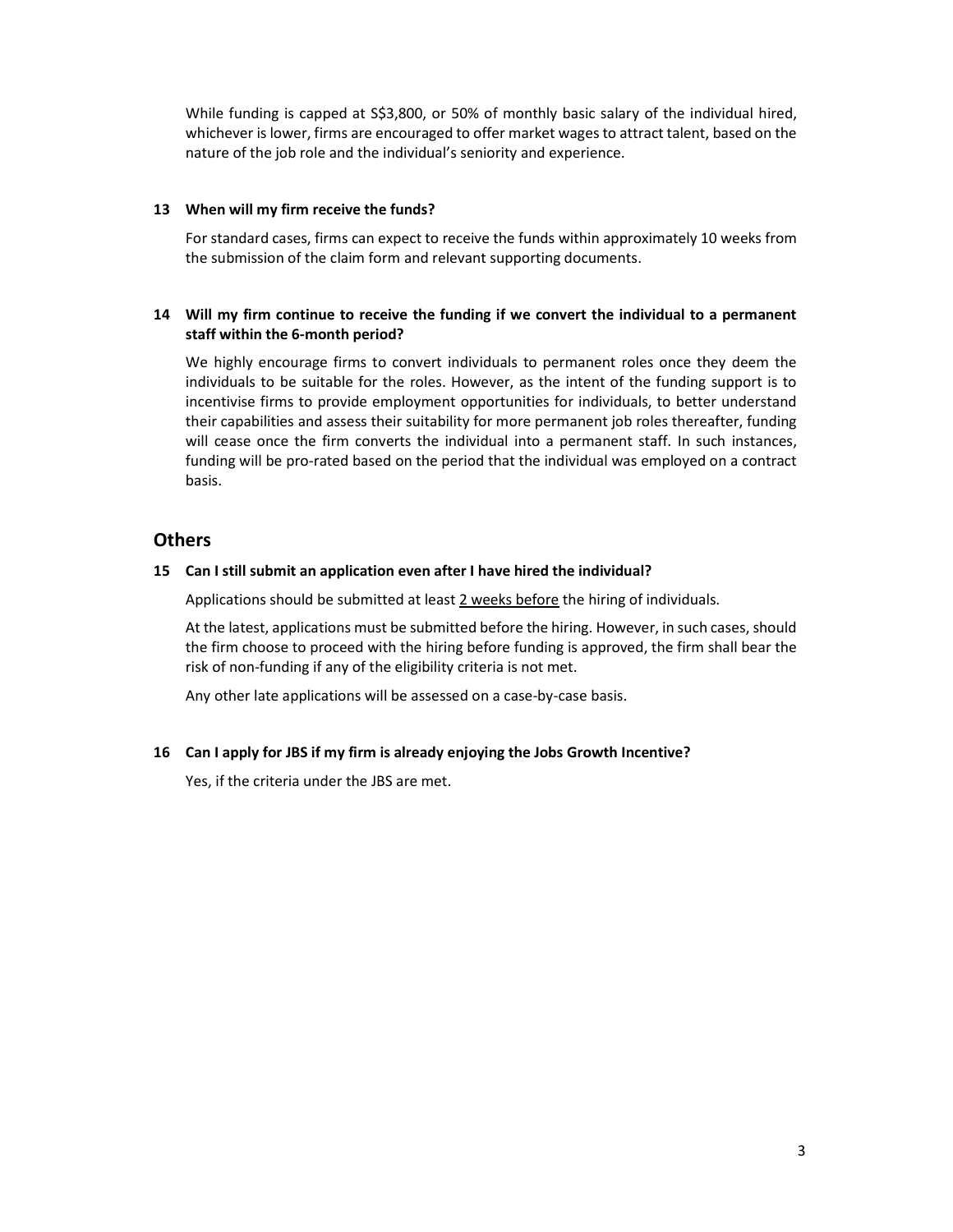While funding is capped at S$3,800, or 50% of monthly basic salary of the individual hired, whichever is lower, firms are encouraged to offer market wages to attract talent, based on the nature of the job role and the individual's seniority and experience.

**13 When will my firm receive the funds?**

For standard cases, firms can expect to receive the funds within approximately 10 weeks from the submission of the claim form and relevant supporting documents.

**14 Will my firm continue to receive the funding if we convert the individual to a permanent staff within the 6-month period?**

We highly encourage firms to convert individuals to permanent roles once they deem the individuals to be suitable for the roles. However, as the intent of the funding support is to incentivise firms to provide employment opportunities for individuals, to better understand their capabilities and assess their suitability for more permanent job roles thereafter, funding will cease once the firm converts the individual into a permanent staff. In such instances, funding will be pro-rated based on the period that the individual was employed on a contract basis.

## Others

**15 Can I still submit an application even after I have hired the individual?**

Applications should be submitted at least <u>2 weeks before</u> the hiring of individuals.

At the latest, applications must be submitted before the hiring. However, in such cases, should the firm choose to proceed with the hiring before funding is approved, the firm shall bear the risk of non-funding if any of the eligibility criteria is not met.

Any other late applications will be assessed on a case-by-case basis.

**16 Can I apply for JBS if my firm is already enjoying the Jobs Growth Incentive?**

Yes, if the criteria under the JBS are met.